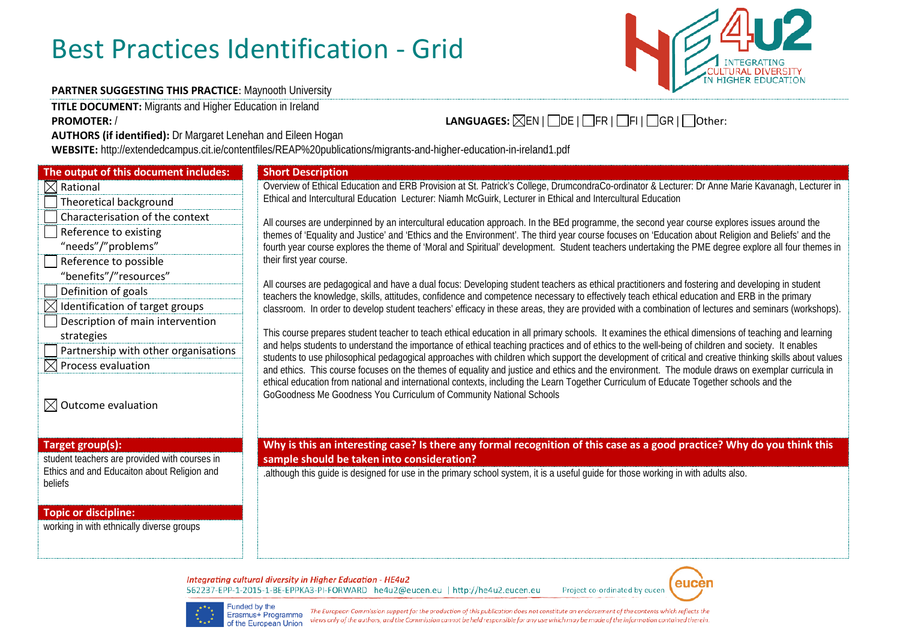# Best Practices Identification - Grid

**PARTNER SUGGESTING THIS PRACTICE**: Maynooth University

**TITLE DOCUMENT:** Migrants and Higher Education in Ireland

**PROMOTER:** /

**LANGUAGES:** ☒EN | ☐DE | ☐FR | ☐FI | ☐GR | ☐Other:

**AUTHORS (if identified):** Dr Margaret Lenehan and Eileen Hogan

**WEBSITE:** http://extendedcampus.cit.ie/contentfiles/REAP%20publications/migrants-and-higher-education-in-ireland1.pdf

**The output of this document includes:**

- ☒ Rational
- ☐ Theoretical background
- ☐ Characterisation of the context
- ☐ Reference to existing "needs"/"problems"
- ☐ Reference to possible "benefits"/"resources"
- ☐ Definition of goals
- ☒ Identification of target groups
- ☐ Description of main intervention strategies
- ☐ Partnership with other organisations
- ☒ Process evaluation
- ☒ Outcome evaluation

**Short Description**

Overview of Ethical Education and ERB Provision at St. Patrick's College, DrumcondraCo-ordinator & Lecturer: Dr Anne Marie Kavanagh, Lecturer in Ethical and Intercultural Education Lecturer: Niamh McGuirk, Lecturer in Ethical and Intercultural Education

All courses are underpinned by an intercultural education approach. In the BEd programme, the second year course explores issues around the themes of 'Equality and Justice' and 'Ethics and the Environment'. The third year course focuses on 'Education about Religion and Beliefs' and the fourth year course explores the theme of 'Moral and Spiritual' development. Student teachers undertaking the PME degree explore all four themes in their first year course.

All courses are pedagogical and have a dual focus: Developing student teachers as ethical practitioners and fostering and developing in student teachers the knowledge, skills, attitudes, confidence and competence necessary to effectively teach ethical education and ERB in the primary classroom. In order to develop student teachers' efficacy in these areas, they are provided with a combination of lectures and seminars (workshops).

This course prepares student teacher to teach ethical education in all primary schools. It examines the ethical dimensions of teaching and learning and helps students to understand the importance of ethical teaching practices and of ethics to the well-being of children and society. It enables students to use philosophical pedagogical approaches with children which support the development of critical and creative thinking skills about values and ethics. This course focuses on the themes of equality and justice and ethics and the environment. The module draws on exemplar curricula in ethical education from national and international contexts, including the Learn Together Curriculum of Educate Together schools and the GoGoodness Me Goodness You Curriculum of Community National Schools

**Target group(s):**

student teachers are provided with courses in Ethics and and Educaiton about Religion and beliefs

**Topic or discipline:**

working in with ethnically diverse groups

**Why is this an interesting case? Is there any formal recognition of this case as a good practice? Why do you think this sample should be taken into consideration?**

.although this guide is designed for use in the primary school system, it is a useful guide for those working in with adults also.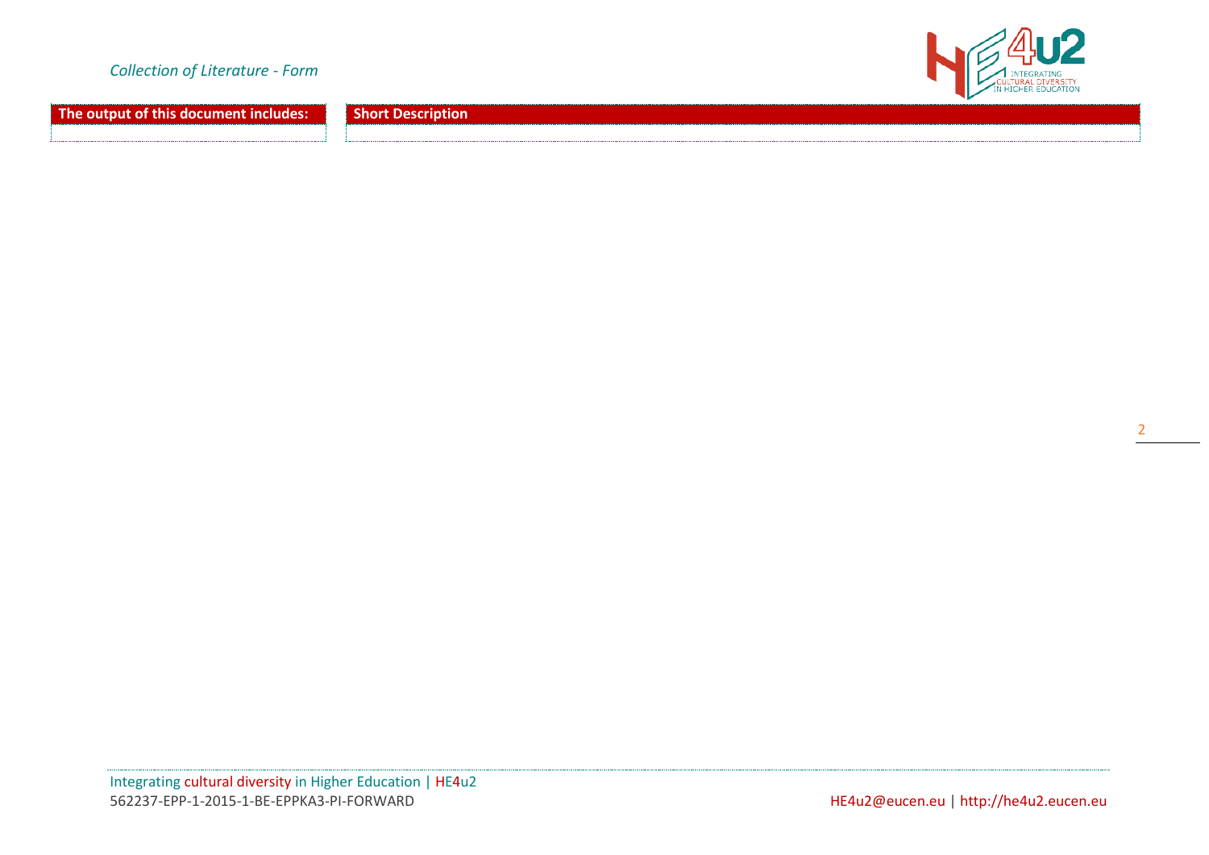| The output of this document includes: | Short Description |
| --- | --- |
| | |